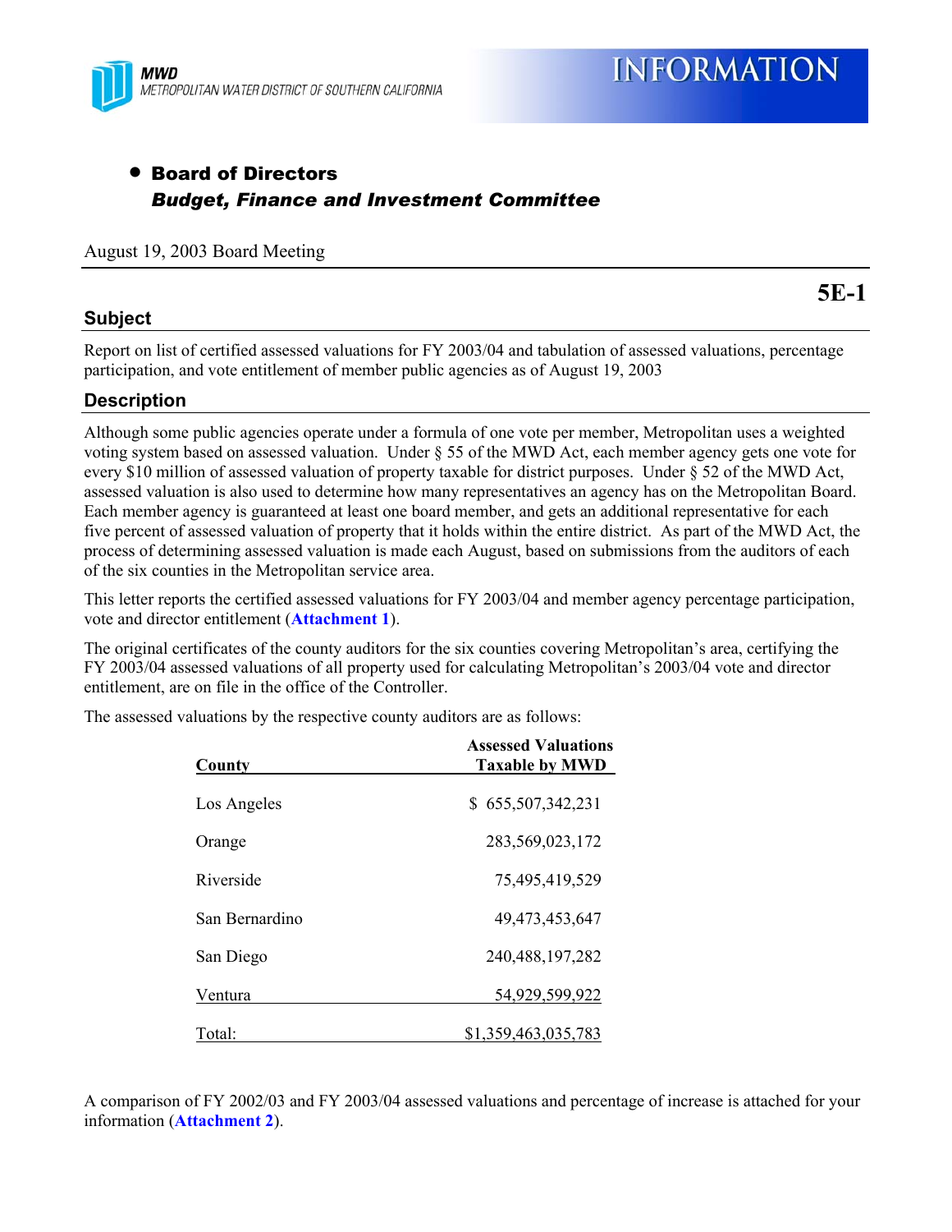MWD
METROPOLITAN WATER DISTRICT OF SOUTHERN CALIFORNIA

# INFORMATION

- **Board of Directors**
  ***Budget, Finance and Investment Committee***

August 19, 2003 Board Meeting

**5E-1**

## Subject

Report on list of certified assessed valuations for FY 2003/04 and tabulation of assessed valuations, percentage participation, and vote entitlement of member public agencies as of August 19, 2003

## Description

Although some public agencies operate under a formula of one vote per member, Metropolitan uses a weighted voting system based on assessed valuation. Under § 55 of the MWD Act, each member agency gets one vote for every $10 million of assessed valuation of property taxable for district purposes. Under § 52 of the MWD Act, assessed valuation is also used to determine how many representatives an agency has on the Metropolitan Board. Each member agency is guaranteed at least one board member, and gets an additional representative for each five percent of assessed valuation of property that it holds within the entire district. As part of the MWD Act, the process of determining assessed valuation is made each August, based on submissions from the auditors of each of the six counties in the Metropolitan service area.

This letter reports the certified assessed valuations for FY 2003/04 and member agency percentage participation, vote and director entitlement (**Attachment 1**).

The original certificates of the county auditors for the six counties covering Metropolitan's area, certifying the FY 2003/04 assessed valuations of all property used for calculating Metropolitan's 2003/04 vote and director entitlement, are on file in the office of the Controller.

The assessed valuations by the respective county auditors are as follows:

| County | Assessed Valuations Taxable by MWD |
|---|---|
| Los Angeles | $ 655,507,342,231 |
| Orange | 283,569,023,172 |
| Riverside | 75,495,419,529 |
| San Bernardino | 49,473,453,647 |
| San Diego | 240,488,197,282 |
| Ventura | 54,929,599,922 |
| Total: | $1,359,463,035,783 |

A comparison of FY 2002/03 and FY 2003/04 assessed valuations and percentage of increase is attached for your information (**Attachment 2**).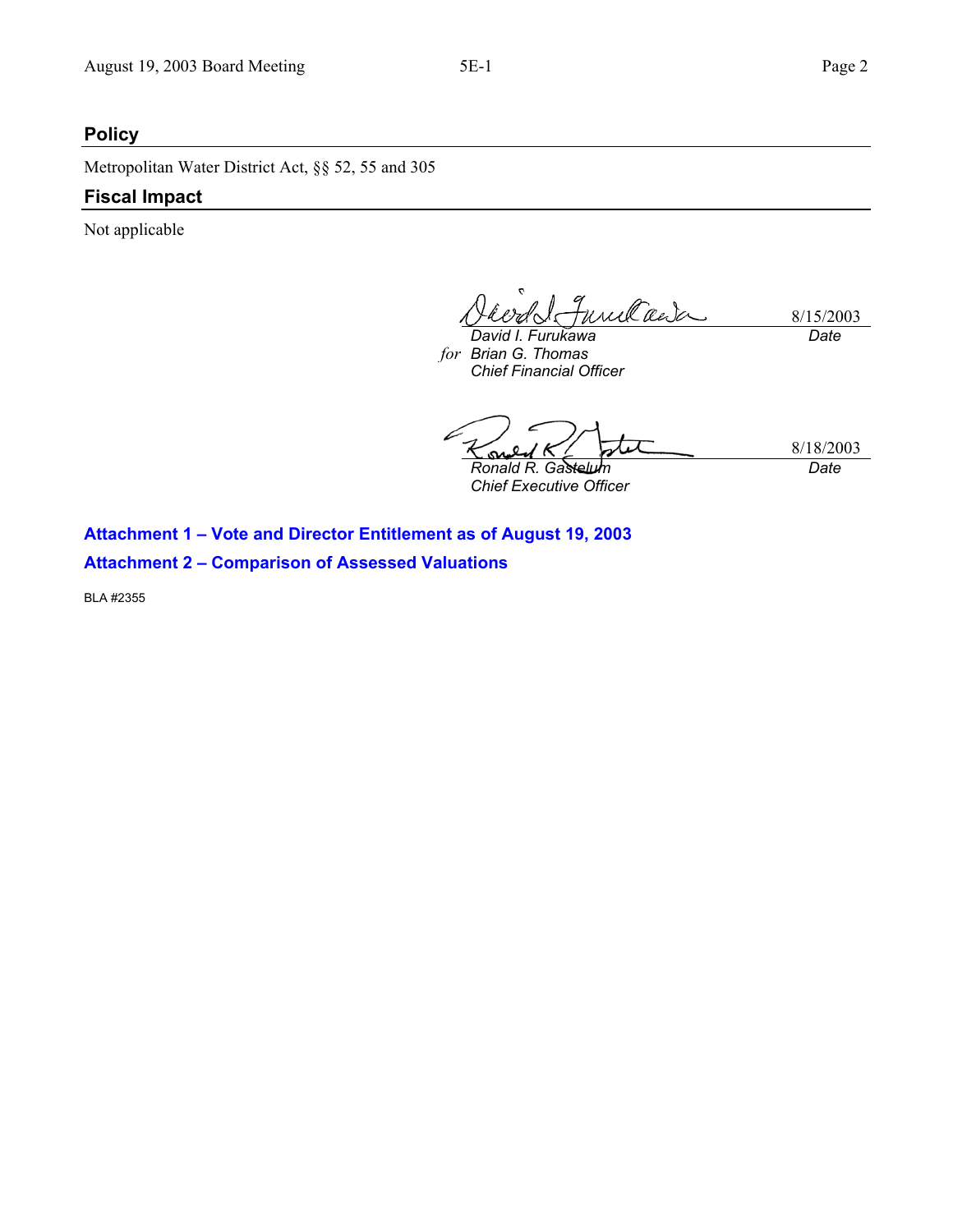## Policy

Metropolitan Water District Act, §§ 52, 55 and 305

## Fiscal Impact

Not applicable

| | |
|---|---|
| *David I. Furukawa* | 8/15/2003 |
| *for* *Brian G. Thomas* | *Date* |
| *Chief Financial Officer* | |

| | |
|---|---|
| *Ronald R. Gastelum* | 8/18/2003 |
| *Chief Executive Officer* | *Date* |

**Attachment 1 – Vote and Director Entitlement as of August 19, 2003**

**Attachment 2 – Comparison of Assessed Valuations**

BLA #2355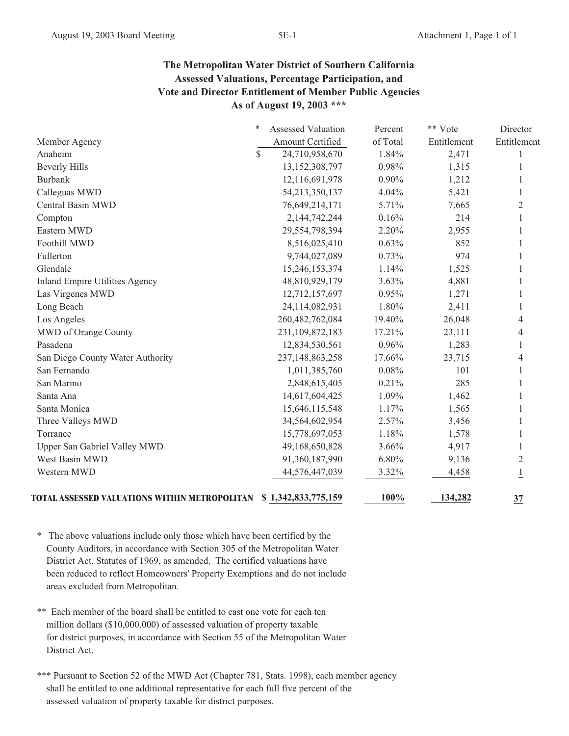## The Metropolitan Water District of Southern California
## Assessed Valuations, Percentage Participation, and Vote and Director Entitlement of Member Public Agencies
## As of August 19, 2003 ***

| Member Agency | * Assessed Valuation Amount Certified | Percent of Total | ** Vote Entitlement | Director Entitlement |
|---|---|---|---|---|
| Anaheim | $ 24,710,958,670 | 1.84% | 2,471 | 1 |
| Beverly Hills | 13,152,308,797 | 0.98% | 1,315 | 1 |
| Burbank | 12,116,691,978 | 0.90% | 1,212 | 1 |
| Calleguas MWD | 54,213,350,137 | 4.04% | 5,421 | 1 |
| Central Basin MWD | 76,649,214,171 | 5.71% | 7,665 | 2 |
| Compton | 2,144,742,244 | 0.16% | 214 | 1 |
| Eastern MWD | 29,554,798,394 | 2.20% | 2,955 | 1 |
| Foothill MWD | 8,516,025,410 | 0.63% | 852 | 1 |
| Fullerton | 9,744,027,089 | 0.73% | 974 | 1 |
| Glendale | 15,246,153,374 | 1.14% | 1,525 | 1 |
| Inland Empire Utilities Agency | 48,810,929,179 | 3.63% | 4,881 | 1 |
| Las Virgenes MWD | 12,712,157,697 | 0.95% | 1,271 | 1 |
| Long Beach | 24,114,082,931 | 1.80% | 2,411 | 1 |
| Los Angeles | 260,482,762,084 | 19.40% | 26,048 | 4 |
| MWD of Orange County | 231,109,872,183 | 17.21% | 23,111 | 4 |
| Pasadena | 12,834,530,561 | 0.96% | 1,283 | 1 |
| San Diego County Water Authority | 237,148,863,258 | 17.66% | 23,715 | 4 |
| San Fernando | 1,011,385,760 | 0.08% | 101 | 1 |
| San Marino | 2,848,615,405 | 0.21% | 285 | 1 |
| Santa Ana | 14,617,604,425 | 1.09% | 1,462 | 1 |
| Santa Monica | 15,646,115,548 | 1.17% | 1,565 | 1 |
| Three Valleys MWD | 34,564,602,954 | 2.57% | 3,456 | 1 |
| Torrance | 15,778,697,053 | 1.18% | 1,578 | 1 |
| Upper San Gabriel Valley MWD | 49,168,650,828 | 3.66% | 4,917 | 1 |
| West Basin MWD | 91,360,187,990 | 6.80% | 9,136 | 2 |
| Western MWD | 44,576,447,039 | 3.32% | 4,458 | 1 |
| **TOTAL ASSESSED VALUATIONS WITHIN METROPOLITAN** | **$ 1,342,833,775,159** | **100%** | **134,282** | **37** |

\* The above valuations include only those which have been certified by the County Auditors, in accordance with Section 305 of the Metropolitan Water District Act, Statutes of 1969, as amended. The certified valuations have been reduced to reflect Homeowners' Property Exemptions and do not include areas excluded from Metropolitan.

\** Each member of the board shall be entitled to cast one vote for each ten million dollars ($10,000,000) of assessed valuation of property taxable for district purposes, in accordance with Section 55 of the Metropolitan Water District Act.

\*** Pursuant to Section 52 of the MWD Act (Chapter 781, Stats. 1998), each member agency shall be entitled to one additional representative for each full five percent of the assessed valuation of property taxable for district purposes.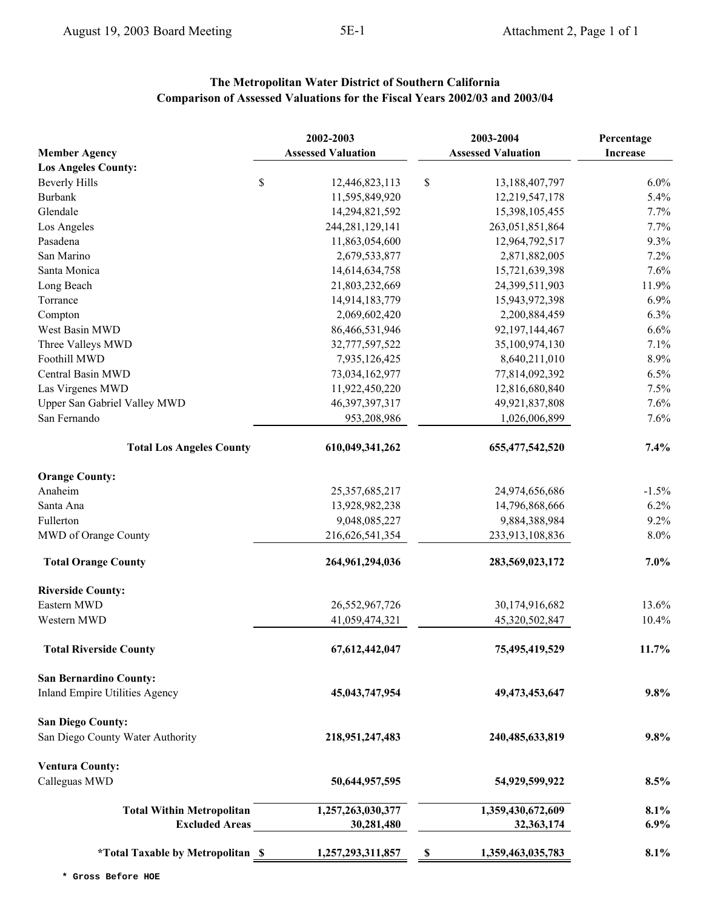**The Metropolitan Water District of Southern California**
**Comparison of Assessed Valuations for the Fiscal Years 2002/03 and 2003/04**

| Member Agency | 2002-2003 Assessed Valuation | 2003-2004 Assessed Valuation | Percentage Increase |
|---|---|---|---|
| **Los Angeles County:** | | | |
| Beverly Hills | $ 12,446,823,113 | $ 13,188,407,797 | 6.0% |
| Burbank | 11,595,849,920 | 12,219,547,178 | 5.4% |
| Glendale | 14,294,821,592 | 15,398,105,455 | 7.7% |
| Los Angeles | 244,281,129,141 | 263,051,851,864 | 7.7% |
| Pasadena | 11,863,054,600 | 12,964,792,517 | 9.3% |
| San Marino | 2,679,533,877 | 2,871,882,005 | 7.2% |
| Santa Monica | 14,614,634,758 | 15,721,639,398 | 7.6% |
| Long Beach | 21,803,232,669 | 24,399,511,903 | 11.9% |
| Torrance | 14,914,183,779 | 15,943,972,398 | 6.9% |
| Compton | 2,069,602,420 | 2,200,884,459 | 6.3% |
| West Basin MWD | 86,466,531,946 | 92,197,144,467 | 6.6% |
| Three Valleys MWD | 32,777,597,522 | 35,100,974,130 | 7.1% |
| Foothill MWD | 7,935,126,425 | 8,640,211,010 | 8.9% |
| Central Basin MWD | 73,034,162,977 | 77,814,092,392 | 6.5% |
| Las Virgenes MWD | 11,922,450,220 | 12,816,680,840 | 7.5% |
| Upper San Gabriel Valley MWD | 46,397,397,317 | 49,921,837,808 | 7.6% |
| San Fernando | 953,208,986 | 1,026,006,899 | 7.6% |
| **Total Los Angeles County** | **610,049,341,262** | **655,477,542,520** | **7.4%** |
| **Orange County:** | | | |
| Anaheim | 25,357,685,217 | 24,974,656,686 | -1.5% |
| Santa Ana | 13,928,982,238 | 14,796,868,666 | 6.2% |
| Fullerton | 9,048,085,227 | 9,884,388,984 | 9.2% |
| MWD of Orange County | 216,626,541,354 | 233,913,108,836 | 8.0% |
| **Total Orange County** | **264,961,294,036** | **283,569,023,172** | **7.0%** |
| **Riverside County:** | | | |
| Eastern MWD | 26,552,967,726 | 30,174,916,682 | 13.6% |
| Western MWD | 41,059,474,321 | 45,320,502,847 | 10.4% |
| **Total Riverside County** | **67,612,442,047** | **75,495,419,529** | **11.7%** |
| **San Bernardino County:** | | | |
| Inland Empire Utilities Agency | **45,043,747,954** | **49,473,453,647** | **9.8%** |
| **San Diego County:** | | | |
| San Diego County Water Authority | **218,951,247,483** | **240,485,633,819** | **9.8%** |
| **Ventura County:** | | | |
| Calleguas MWD | **50,644,957,595** | **54,929,599,922** | **8.5%** |
| **Total Within Metropolitan** | **1,257,263,030,377** | **1,359,430,672,609** | **8.1%** |
| **Excluded Areas** | **30,281,480** | **32,363,174** | **6.9%** |
| **\*Total Taxable by Metropolitan** | **$ 1,257,293,311,857** | **$ 1,359,463,035,783** | **8.1%** |

**\* Gross Before HOE**